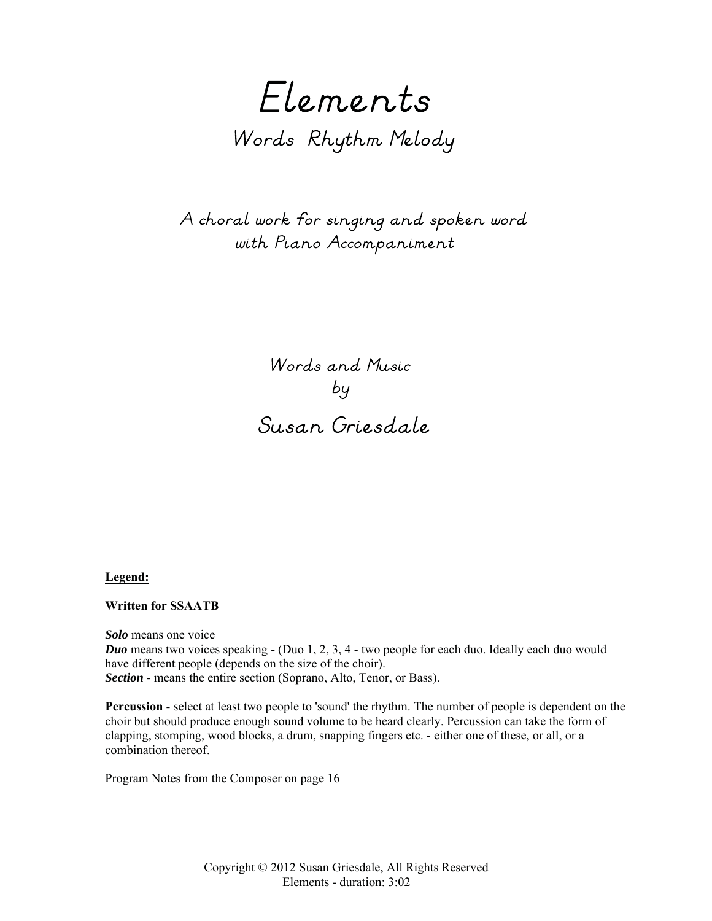# Elements

## Words Rhythm Melody

A choral work for singing and spoken word
with Piano Accompaniment

Words and Music
by

## Susan Griesdale

**Legend:**

**Written for SSAATB**

***Solo*** means one voice
***Duo*** means two voices speaking - (Duo 1, 2, 3, 4 - two people for each duo. Ideally each duo would have different people (depends on the size of the choir).
***Section*** - means the entire section (Soprano, Alto, Tenor, or Bass).

**Percussion** - select at least two people to 'sound' the rhythm. The number of people is dependent on the choir but should produce enough sound volume to be heard clearly. Percussion can take the form of clapping, stomping, wood blocks, a drum, snapping fingers etc. - either one of these, or all, or a combination thereof.

Program Notes from the Composer on page 16

Copyright © 2012 Susan Griesdale, All Rights Reserved
Elements - duration: 3:02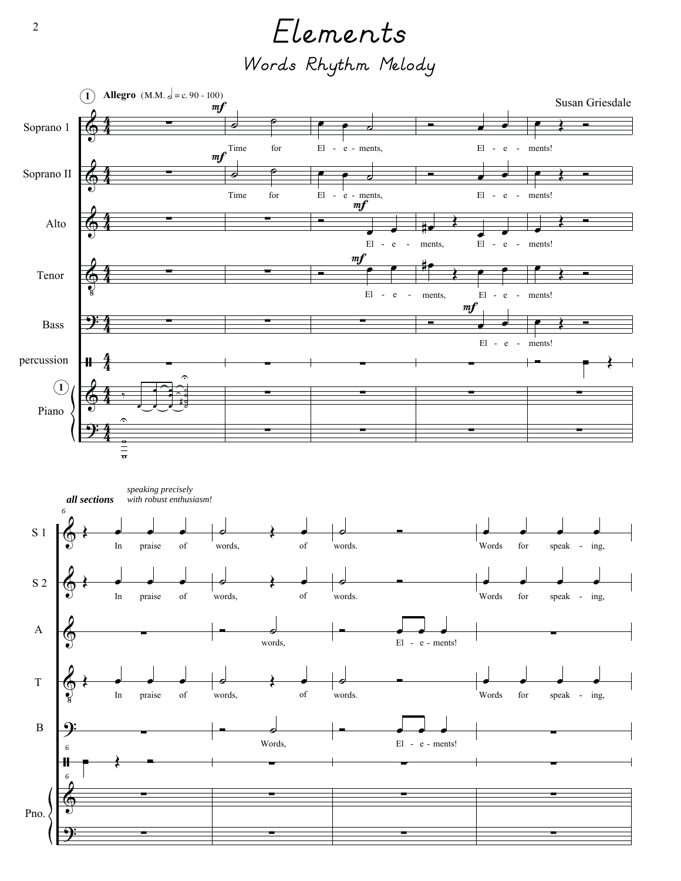# Elements

## Words Rhythm Melody

**1** **Allegro** (M.M. 𝅗𝅥 = c. 90 - 100)

Susan Griesdale

Soprano 1: *mf* Time for El - e - ments, El - e - ments!

Soprano II: *mf* Time for El - e - ments, El - e - ments!

Alto: *mf* El - e - ments, El - e - ments!

Tenor: *mf* El - e - ments, El - e - ments!

Bass: *mf* El - e - ments!

percussion

Piano

***all sections*** *speaking precisely with robust enthusiasm!*

S 1: In praise of words, of words. Words for speak - ing,

S 2: In praise of words, of words. Words for speak - ing,

A: words, El - e - ments!

T: In praise of words, of words. Words for speak - ing,

B: Words, El - e - ments!

Pno.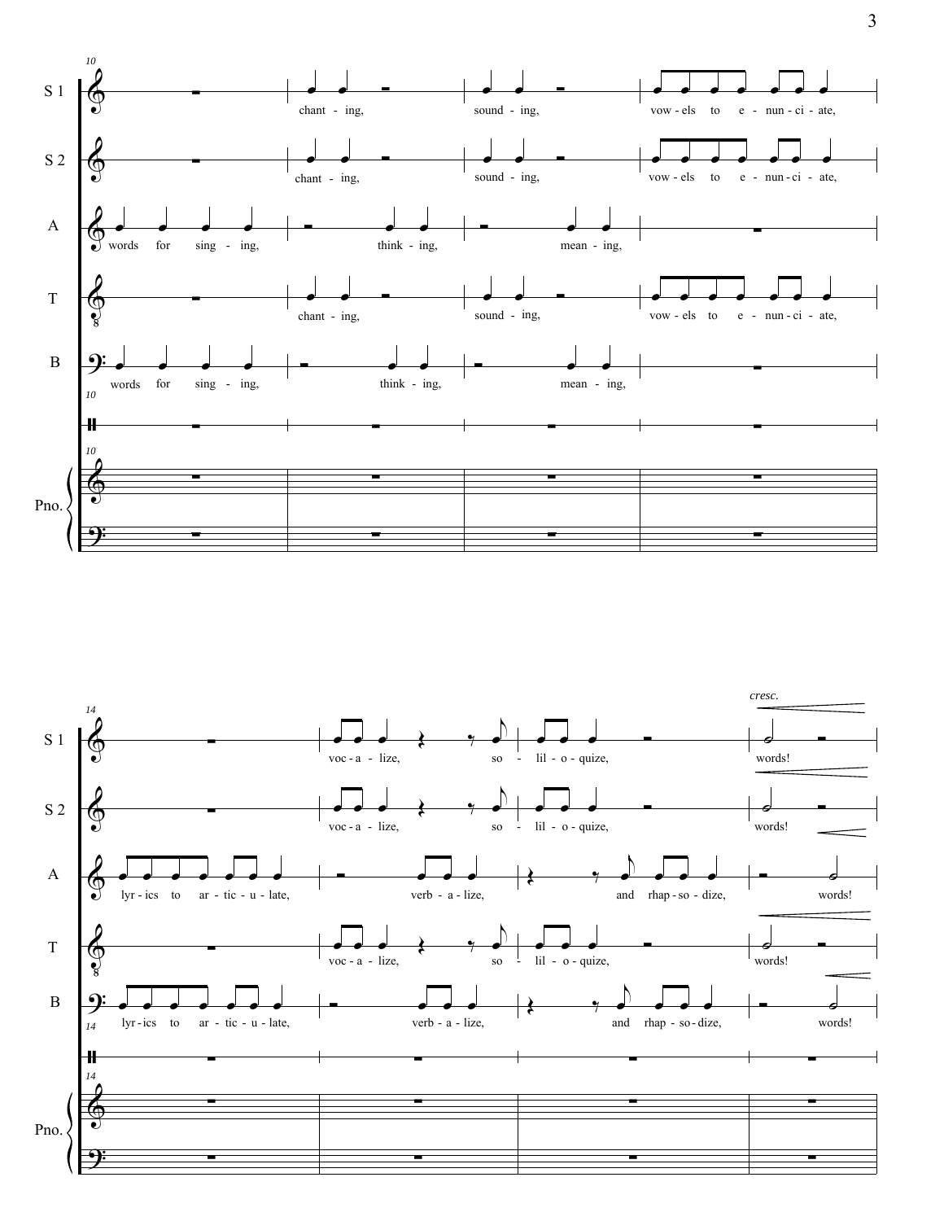**m. 10**

S 1: chant - ing, sound - ing, vow - els to e - nun - ci - ate,

S 2: chant - ing, sound - ing, vow - els to e - nun - ci - ate,

A: words for sing - ing, think - ing, mean - ing,

T: chant - ing, sound - ing, vow - els to e - nun - ci - ate,

B: words for sing - ing, think - ing, mean - ing,

Pno.

**m. 14**

S 1: voc - a - lize, so - lil - o - quize, *cresc.* words!

S 2: voc - a - lize, so - lil - o - quize, words!

A: lyr - ics to ar - tic - u - late, verb - a - lize, and rhap - so - dize, words!

T: voc - a - lize, so - lil - o - quize, words!

B: lyr - ics to ar - tic - u - late, verb - a - lize, and rhap - so - dize, words!

Pno.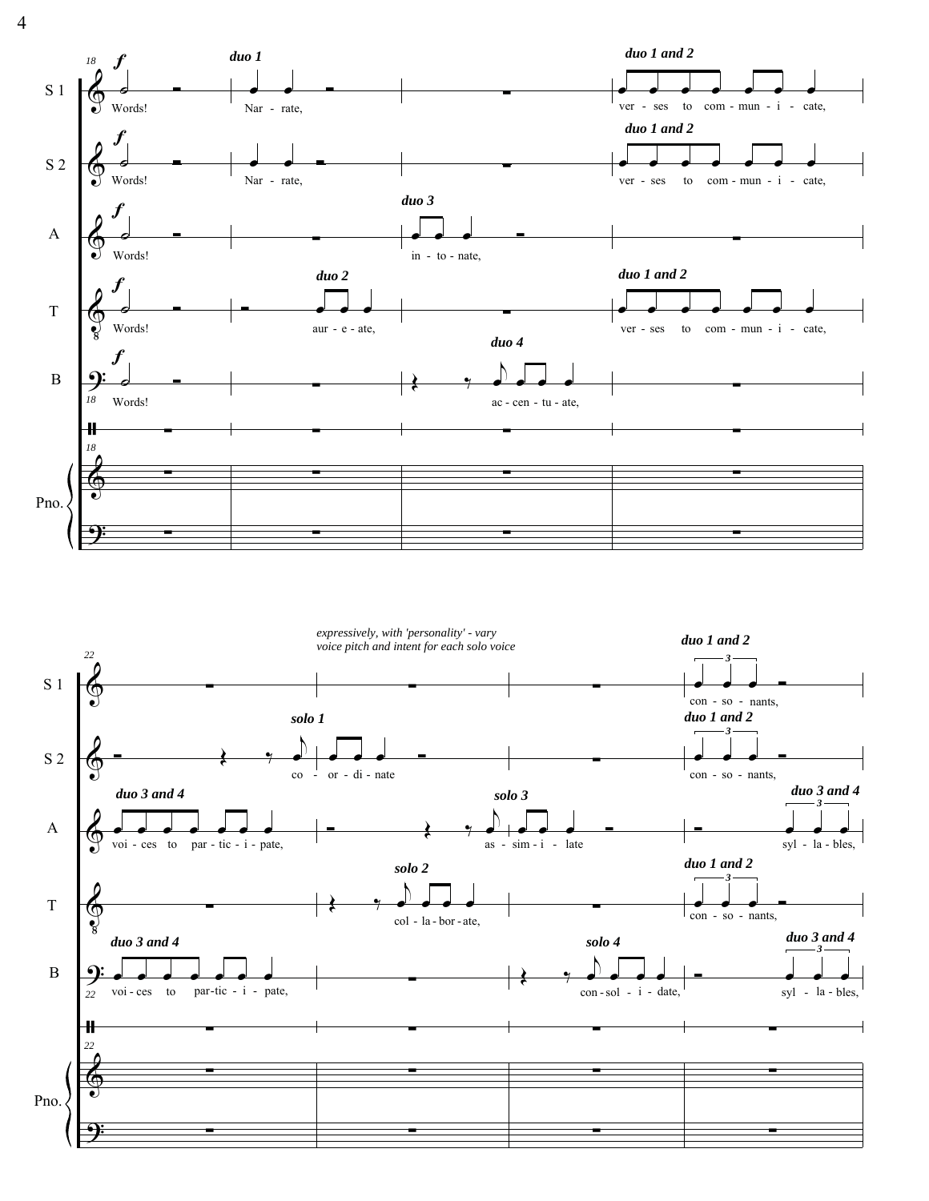*expressively, with 'personality' - vary voice pitch and intent for each solo voice*

**Measures 18–21**

| Part | Text |
| --- | --- |
| S 1 | Words! — *duo 1* Nar - rate, — *duo 1 and 2* ver - ses to com - mun - i - cate, |
| S 2 | Words! — *duo 1* Nar - rate, — *duo 1 and 2* ver - ses to com - mun - i - cate, |
| A | Words! — *duo 3* in - to - nate, |
| T | Words! — *duo 2* aur - e - ate, — *duo 1 and 2* ver - ses to com - mun - i - cate, |
| B | Words! — *duo 4* ac - cen - tu - ate, |

**Measures 22–25**

| Part | Text |
| --- | --- |
| S 1 | *duo 1 and 2* con - so - nants, |
| S 2 | *solo 1* co - or - di - nate — *duo 1 and 2* con - so - nants, |
| A | *duo 3 and 4* voi - ces to par - tic - i - pate, — *solo 3* as - sim - i - late — *duo 3 and 4* syl - la - bles, |
| T | *solo 2* col - la - bor - ate, — *duo 1 and 2* con - so - nants, |
| B | *duo 3 and 4* voi - ces to par - tic - i - pate, — *solo 4* con - sol - i - date, — *duo 3 and 4* syl - la - bles, |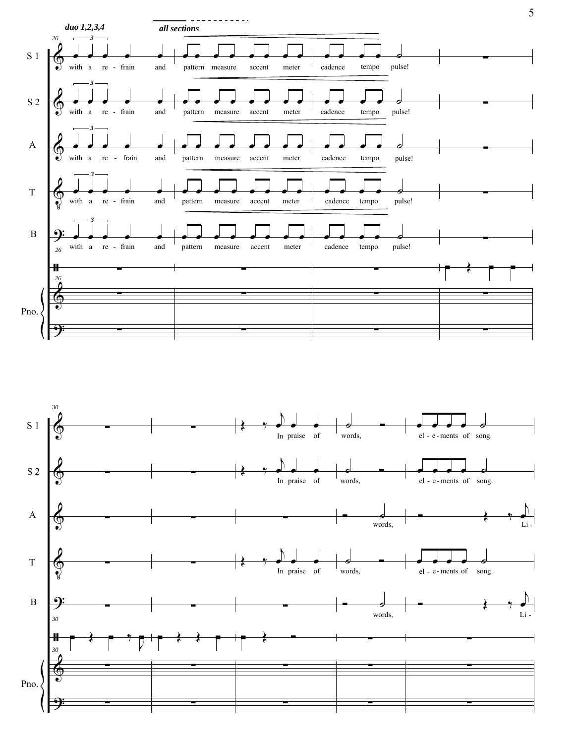*duo 1,2,3,4*

***all sections***

S 1: with a re - frain and pattern measure accent meter cadence tempo pulse!

S 2: with a re - frain and pattern measure accent meter cadence tempo pulse!

A: with a re - frain and pattern measure accent meter cadence tempo pulse!

T: with a re - frain and pattern measure accent meter cadence tempo pulse!

B: with a re - frain and pattern measure accent meter cadence tempo pulse!

Pno.

S 1: In praise of words, el - e - ments of song.

S 2: In praise of words, el - e - ments of song.

A: words, Li -

T: In praise of words, el - e - ments of song.

B: words, Li -

Pno.